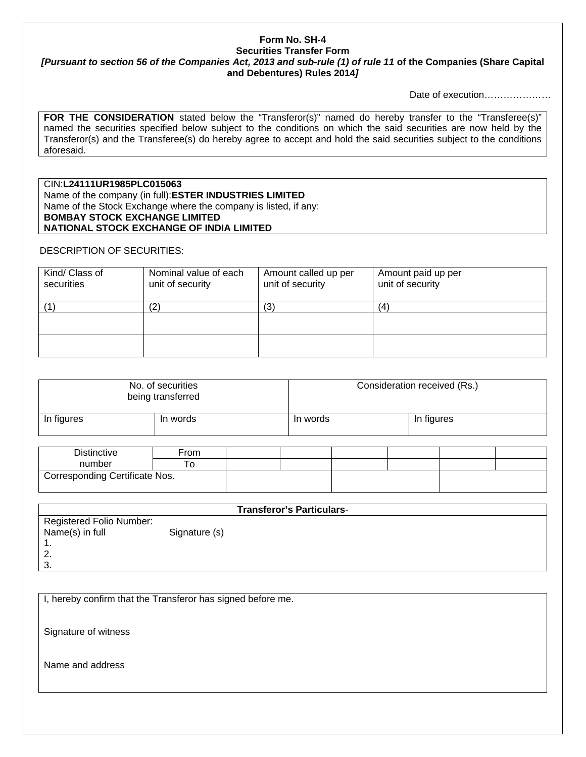**Form No. SH-4**
**Securities Transfer Form**
***[Pursuant to section 56 of the Companies Act, 2013 and sub-rule (1) of rule 11* of the Companies (Share Capital and Debentures) Rules 2014*]***

Date of execution…………………

**FOR THE CONSIDERATION** stated below the "Transferor(s)" named do hereby transfer to the "Transferee(s)" named the securities specified below subject to the conditions on which the said securities are now held by the Transferor(s) and the Transferee(s) do hereby agree to accept and hold the said securities subject to the conditions aforesaid.

CIN:**L24111UR1985PLC015063**
Name of the company (in full):**ESTER INDUSTRIES LIMITED**
Name of the Stock Exchange where the company is listed, if any:
**BOMBAY STOCK EXCHANGE LIMITED**
**NATIONAL STOCK EXCHANGE OF INDIA LIMITED**

DESCRIPTION OF SECURITIES:

| Kind/ Class of securities | Nominal value of each unit of security | Amount called up per unit of security | Amount paid up per unit of security |
|---|---|---|---|
| (1) | (2) | (3) | (4) |
| | | | |
| | | | |

| No. of securities being transferred | | Consideration received (Rs.) | |
|---|---|---|---|
| In figures | In words | In words | In figures |

| Distinctive number | From | | | | | | |
|---|---|---|---|---|---|---|---|
| | To | | | | | | |
| Corresponding Certificate Nos. | | | | | | | |

**Transferor's Particulars**-

Registered Folio Number:

Name(s) in full Signature (s)

1.
2.
3.

I, hereby confirm that the Transferor has signed before me.

Signature of witness

Name and address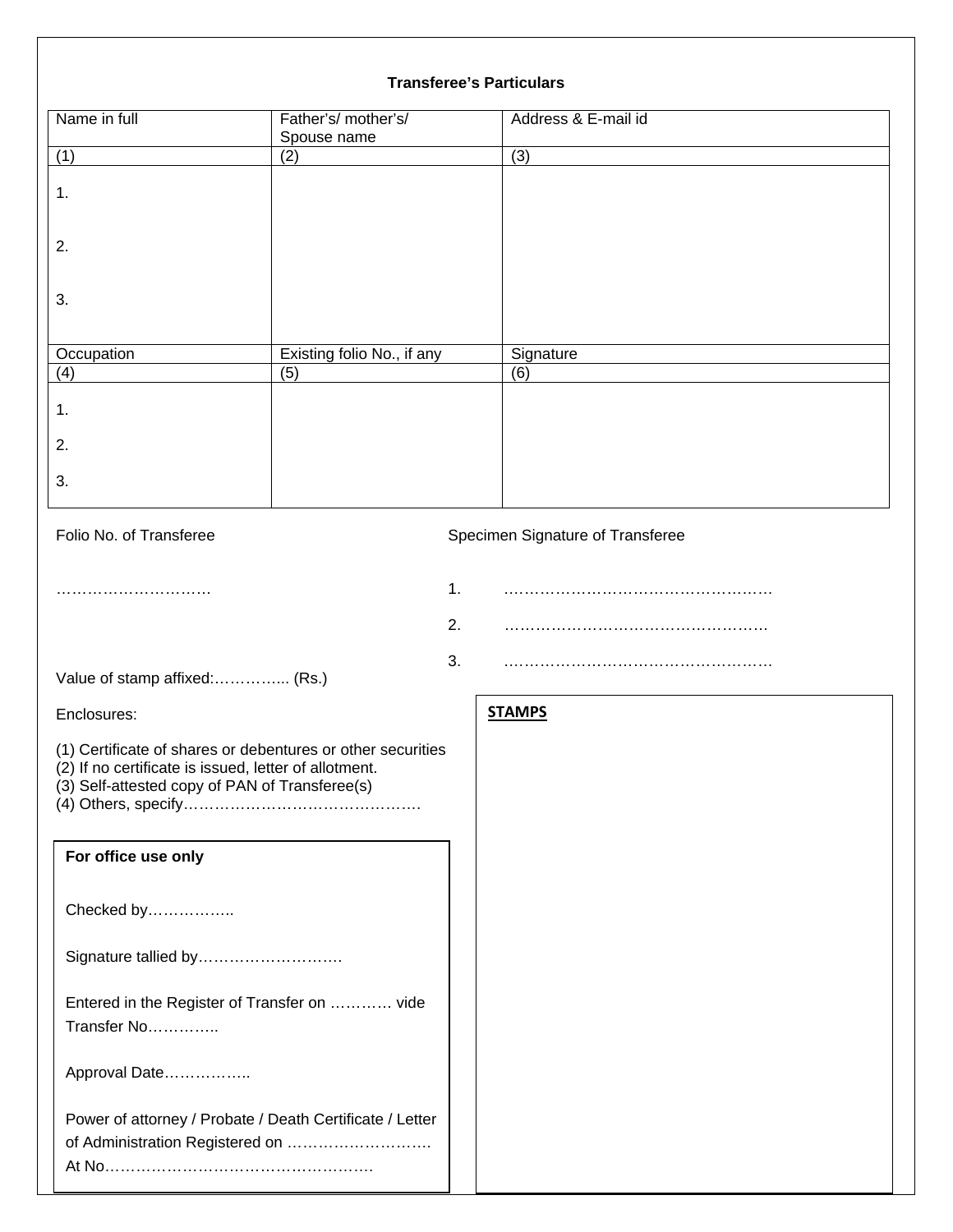### Transferee's Particulars

| Name in full | Father's/ mother's/ Spouse name | Address & E-mail id |
|---|---|---|
| (1) | (2) | (3) |
| 1.<br><br>2.<br><br>3. | | |
| Occupation | Existing folio No., if any | Signature |
| (4) | (5) | (6) |
| 1.<br><br>2.<br><br>3. | | |

Folio No. of Transferee

…………………………

Specimen Signature of Transferee

1. ……………………………………………

2. ……………………………………………

3. ……………………………………………

Value of stamp affixed:………….. (Rs.)

Enclosures:

(1) Certificate of shares or debentures or other securities
(2) If no certificate is issued, letter of allotment.
(3) Self-attested copy of PAN of Transferee(s)
(4) Others, specify……………………………………….

**For office use only**

Checked by……………..

Signature tallied by………………………

Entered in the Register of Transfer on ………… vide Transfer No…………..

Approval Date……………..

Power of attorney / Probate / Death Certificate / Letter of Administration Registered on ………………………. At No…………………………………………….

**STAMPS**